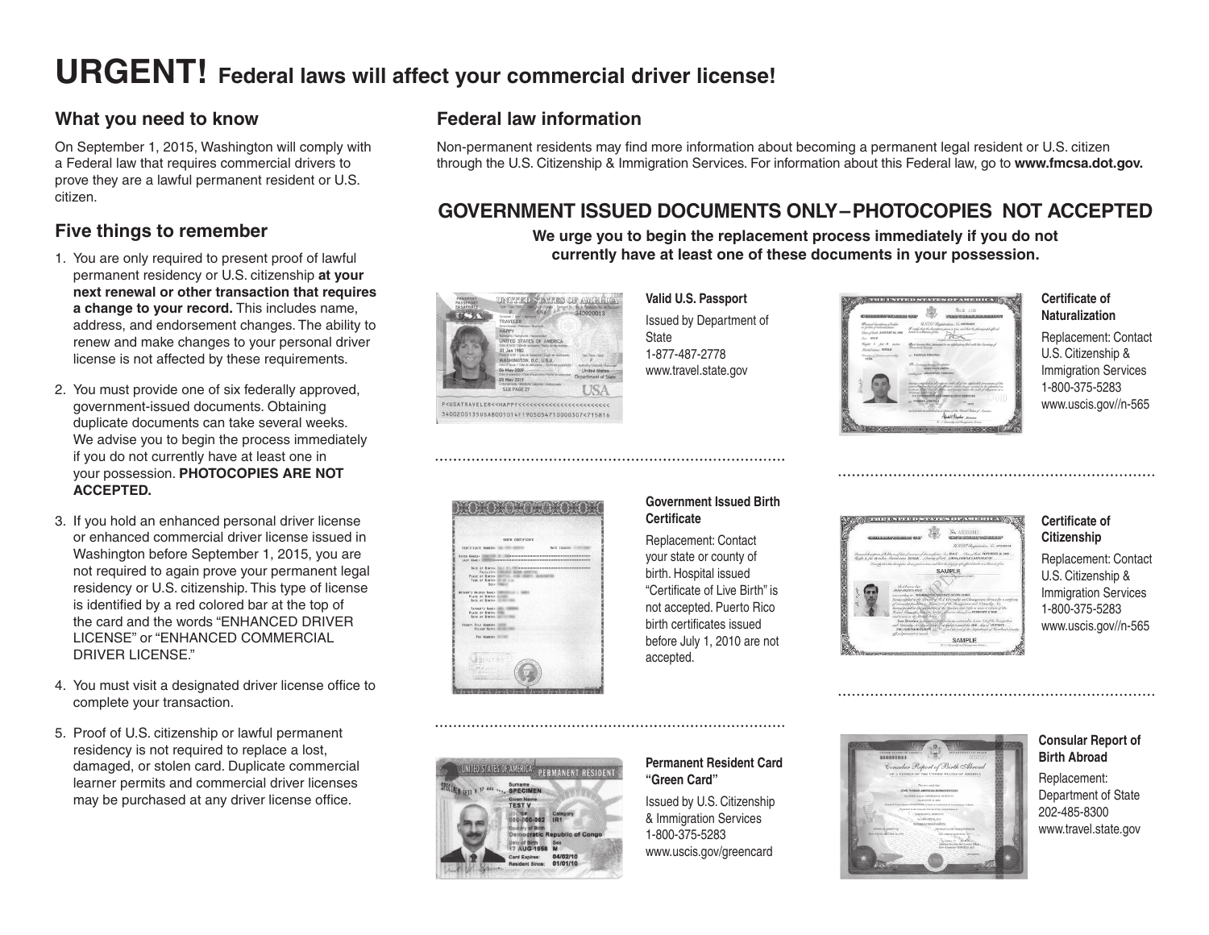# URGENT! Federal laws will affect your commercial driver license!

## What you need to know

On September 1, 2015, Washington will comply with a Federal law that requires commercial drivers to prove they are a lawful permanent resident or U.S. citizen.

## Five things to remember

1. You are only required to present proof of lawful permanent residency or U.S. citizenship **at your next renewal or other transaction that requires a change to your record.** This includes name, address, and endorsement changes. The ability to renew and make changes to your personal driver license is not affected by these requirements.

2. You must provide one of six federally approved, government-issued documents. Obtaining duplicate documents can take several weeks. We advise you to begin the process immediately if you do not currently have at least one in your possession. **PHOTOCOPIES ARE NOT ACCEPTED.**

3. If you hold an enhanced personal driver license or enhanced commercial driver license issued in Washington before September 1, 2015, you are not required to again prove your permanent legal residency or U.S. citizenship. This type of license is identified by a red colored bar at the top of the card and the words "ENHANCED DRIVER LICENSE" or "ENHANCED COMMERCIAL DRIVER LICENSE."

4. You must visit a designated driver license office to complete your transaction.

5. Proof of U.S. citizenship or lawful permanent residency is not required to replace a lost, damaged, or stolen card. Duplicate commercial learner permits and commercial driver licenses may be purchased at any driver license office.

## Federal law information

Non-permanent residents may find more information about becoming a permanent legal resident or U.S. citizen through the U.S. Citizenship & Immigration Services. For information about this Federal law, go to **www.fmcsa.dot.gov.**

## GOVERNMENT ISSUED DOCUMENTS ONLY – PHOTOCOPIES NOT ACCEPTED

**We urge you to begin the replacement process immediately if you do not currently have at least one of these documents in your possession.**

**Valid U.S. Passport**

Issued by Department of State
1-877-487-2778
www.travel.state.gov

**Certificate of Naturalization**

Replacement: Contact U.S. Citizenship & Immigration Services
1-800-375-5283
www.uscis.gov//n-565

**Government Issued Birth Certificate**

Replacement: Contact your state or county of birth. Hospital issued "Certificate of Live Birth" is not accepted. Puerto Rico birth certificates issued before July 1, 2010 are not accepted.

**Certificate of Citizenship**

Replacement: Contact U.S. Citizenship & Immigration Services
1-800-375-5283
www.uscis.gov//n-565

**Permanent Resident Card "Green Card"**

Issued by U.S. Citizenship & Immigration Services
1-800-375-5283
www.uscis.gov/greencard

**Consular Report of Birth Abroad**

Replacement: Department of State
202-485-8300
www.travel.state.gov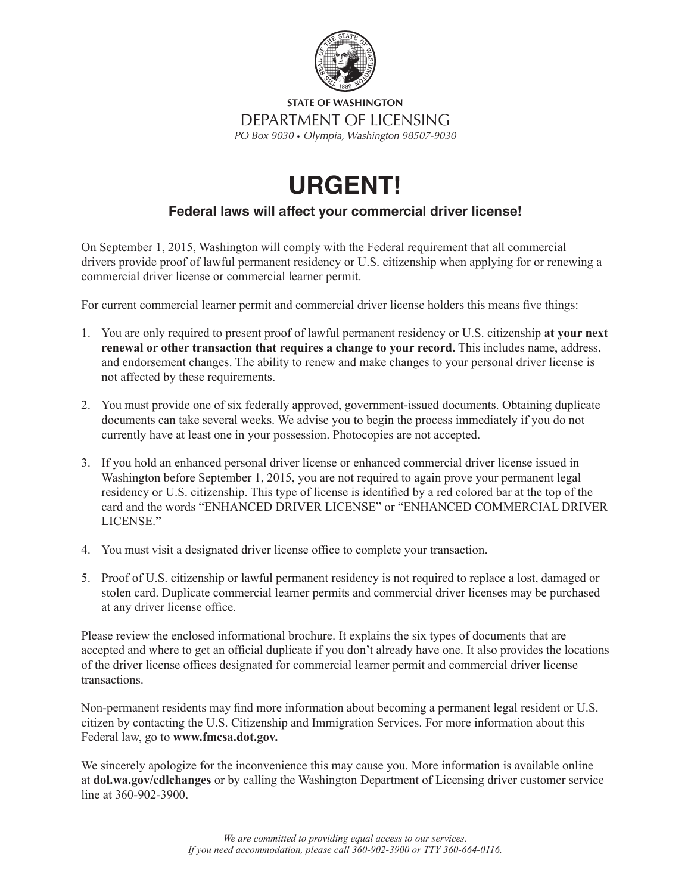**STATE OF WASHINGTON**

DEPARTMENT OF LICENSING

*PO Box 9030 • Olympia, Washington 98507-9030*

# URGENT!

### Federal laws will affect your commercial driver license!

On September 1, 2015, Washington will comply with the Federal requirement that all commercial drivers provide proof of lawful permanent residency or U.S. citizenship when applying for or renewing a commercial driver license or commercial learner permit.

For current commercial learner permit and commercial driver license holders this means five things:

1. You are only required to present proof of lawful permanent residency or U.S. citizenship **at your next renewal or other transaction that requires a change to your record.** This includes name, address, and endorsement changes. The ability to renew and make changes to your personal driver license is not affected by these requirements.

2. You must provide one of six federally approved, government-issued documents. Obtaining duplicate documents can take several weeks. We advise you to begin the process immediately if you do not currently have at least one in your possession. Photocopies are not accepted.

3. If you hold an enhanced personal driver license or enhanced commercial driver license issued in Washington before September 1, 2015, you are not required to again prove your permanent legal residency or U.S. citizenship. This type of license is identified by a red colored bar at the top of the card and the words "ENHANCED DRIVER LICENSE" or "ENHANCED COMMERCIAL DRIVER LICENSE."

4. You must visit a designated driver license office to complete your transaction.

5. Proof of U.S. citizenship or lawful permanent residency is not required to replace a lost, damaged or stolen card. Duplicate commercial learner permits and commercial driver licenses may be purchased at any driver license office.

Please review the enclosed informational brochure. It explains the six types of documents that are accepted and where to get an official duplicate if you don't already have one. It also provides the locations of the driver license offices designated for commercial learner permit and commercial driver license transactions.

Non-permanent residents may find more information about becoming a permanent legal resident or U.S. citizen by contacting the U.S. Citizenship and Immigration Services. For more information about this Federal law, go to **www.fmcsa.dot.gov.**

We sincerely apologize for the inconvenience this may cause you. More information is available online at **dol.wa.gov/cdlchanges** or by calling the Washington Department of Licensing driver customer service line at 360-902-3900.

*We are committed to providing equal access to our services.*
*If you need accommodation, please call 360-902-3900 or TTY 360-664-0116.*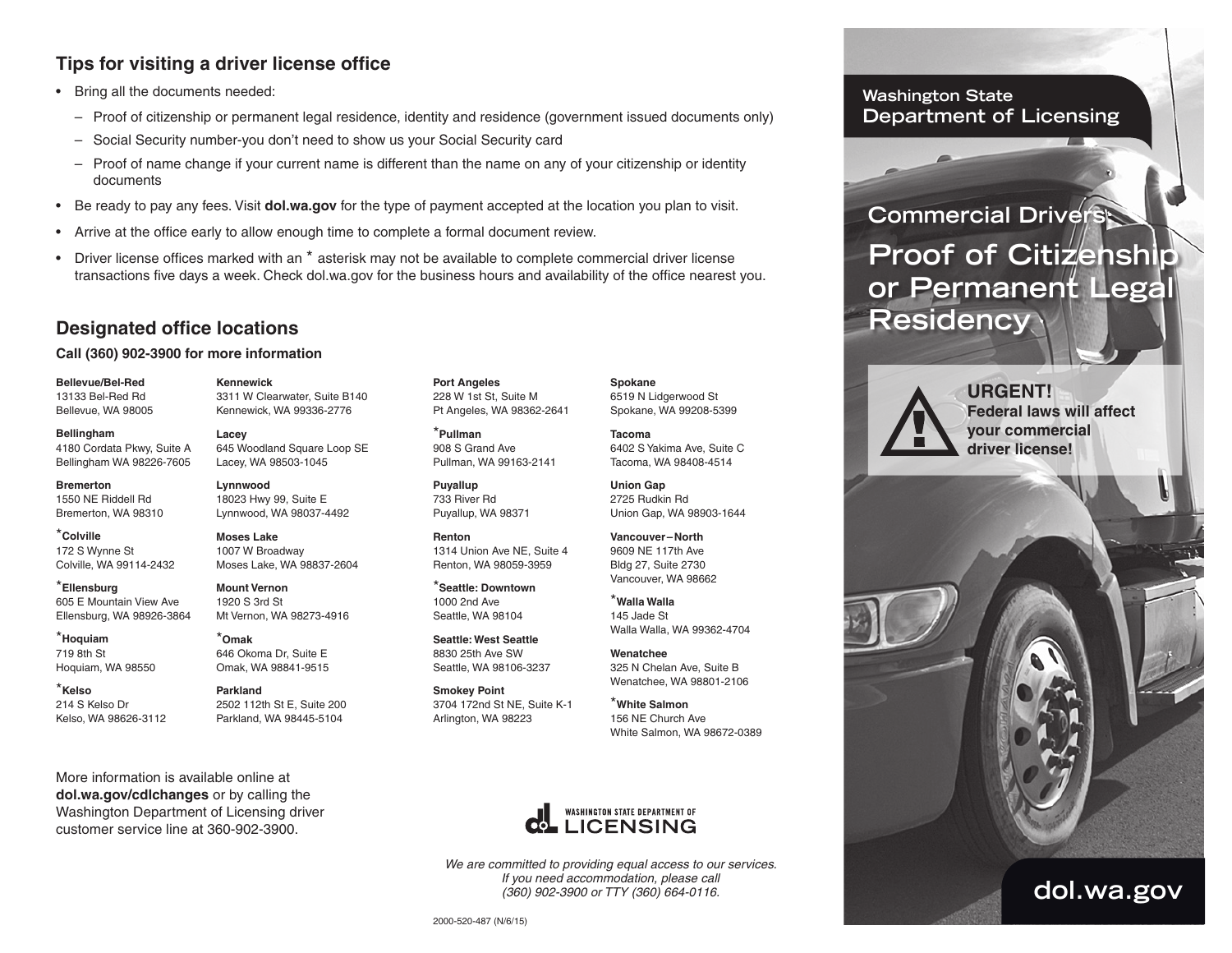## Tips for visiting a driver license office

- Bring all the documents needed:
  - Proof of citizenship or permanent legal residence, identity and residence (government issued documents only)
  - Social Security number-you don't need to show us your Social Security card
  - Proof of name change if your current name is different than the name on any of your citizenship or identity documents
- Be ready to pay any fees. Visit **dol.wa.gov** for the type of payment accepted at the location you plan to visit.
- Arrive at the office early to allow enough time to complete a formal document review.
- Driver license offices marked with an * asterisk may not be available to complete commercial driver license transactions five days a week. Check dol.wa.gov for the business hours and availability of the office nearest you.

## Designated office locations

**Call (360) 902-3900 for more information**

**Bellevue/Bel-Red**
13133 Bel-Red Rd
Bellevue, WA 98005

**Bellingham**
4180 Cordata Pkwy, Suite A
Bellingham WA 98226-7605

**Bremerton**
1550 NE Riddell Rd
Bremerton, WA 98310

***Colville**
172 S Wynne St
Colville, WA 99114-2432

***Ellensburg**
605 E Mountain View Ave
Ellensburg, WA 98926-3864

***Hoquiam**
719 8th St
Hoquiam, WA 98550

***Kelso**
214 S Kelso Dr
Kelso, WA 98626-3112

**Kennewick**
3311 W Clearwater, Suite B140
Kennewick, WA 99336-2776

**Lacey**
645 Woodland Square Loop SE
Lacey, WA 98503-1045

**Lynnwood**
18023 Hwy 99, Suite E
Lynnwood, WA 98037-4492

**Moses Lake**
1007 W Broadway
Moses Lake, WA 98837-2604

**Mount Vernon**
1920 S 3rd St
Mt Vernon, WA 98273-4916

***Omak**
646 Okoma Dr, Suite E
Omak, WA 98841-9515

**Parkland**
2502 112th St E, Suite 200
Parkland, WA 98445-5104

**Port Angeles**
228 W 1st St, Suite M
Pt Angeles, WA 98362-2641

***Pullman**
908 S Grand Ave
Pullman, WA 99163-2141

**Puyallup**
733 River Rd
Puyallup, WA 98371

**Renton**
1314 Union Ave NE, Suite 4
Renton, WA 98059-3959

***Seattle: Downtown**
1000 2nd Ave
Seattle, WA 98104

**Seattle: West Seattle**
8830 25th Ave SW
Seattle, WA 98106-3237

**Smokey Point**
3704 172nd St NE, Suite K-1
Arlington, WA 98223

**Spokane**
6519 N Lidgerwood St
Spokane, WA 99208-5399

**Tacoma**
6402 S Yakima Ave, Suite C
Tacoma, WA 98408-4514

**Union Gap**
2725 Rudkin Rd
Union Gap, WA 98903-1644

**Vancouver–North**
9609 NE 117th Ave
Bldg 27, Suite 2730
Vancouver, WA 98662

***Walla Walla**
145 Jade St
Walla Walla, WA 99362-4704

**Wenatchee**
325 N Chelan Ave, Suite B
Wenatchee, WA 98801-2106

***White Salmon**
156 NE Church Ave
White Salmon, WA 98672-0389

More information is available online at **dol.wa.gov/cdlchanges** or by calling the Washington Department of Licensing driver customer service line at 360-902-3900.

WASHINGTON STATE DEPARTMENT OF LICENSING

*We are committed to providing equal access to our services. If you need accommodation, please call (360) 902-3900 or TTY (360) 664-0116.*

2000-520-487 (N/6/15)

Washington State
Department of Licensing

# Commercial Drivers:
# Proof of Citizenship or Permanent Legal Residency

**URGENT!**
**Federal laws will affect your commercial driver license!**

dol.wa.gov